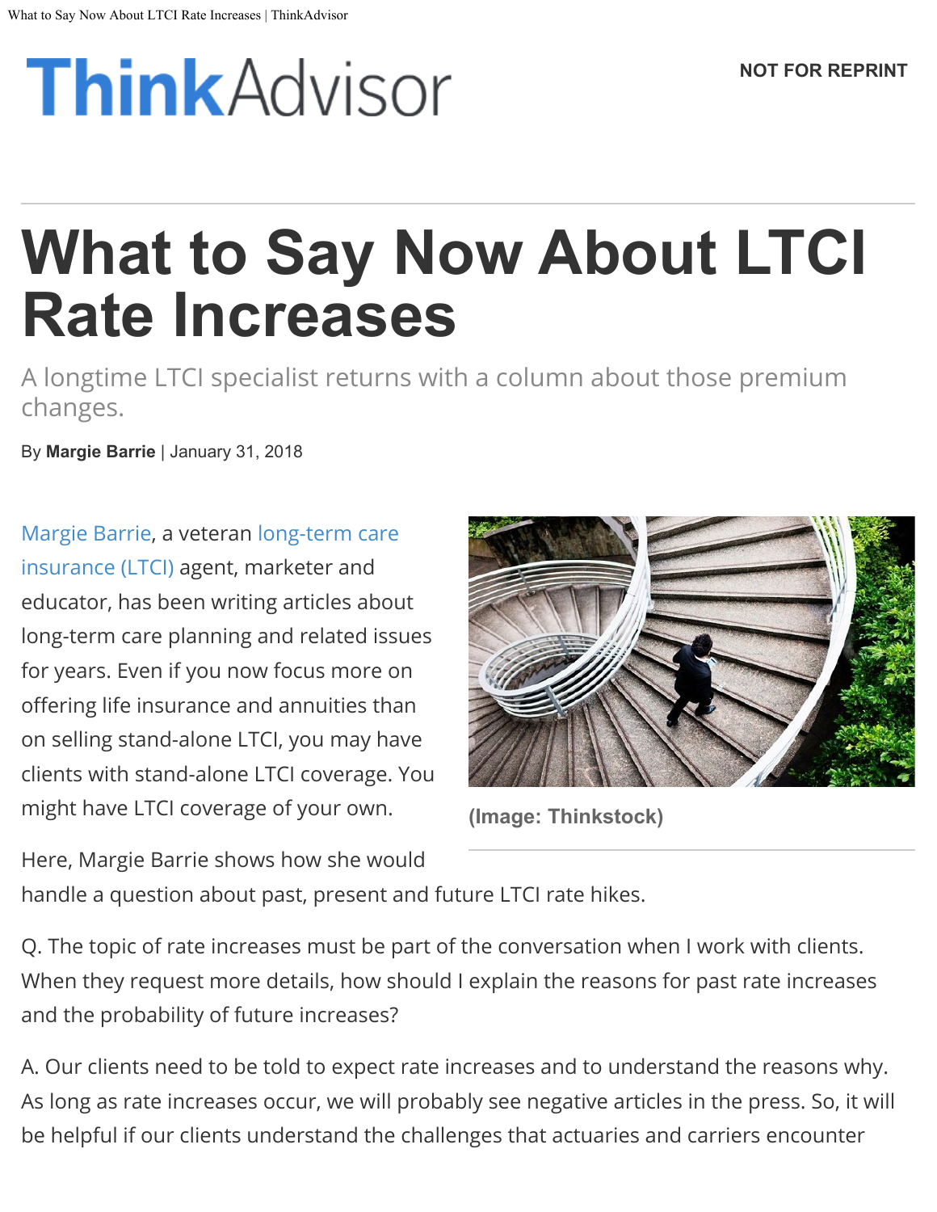# What to Say Now About LTCI Rate Increases

A longtime LTCI specialist returns with a column about those premium changes.

By **Margie Barrie** | January 31, 2018

(Image: Thinkstock)

Margie Barrie, a veteran long-term care insurance (LTCI) agent, marketer and educator, has been writing articles about long-term care planning and related issues for years. Even if you now focus more on offering life insurance and annuities than on selling stand-alone LTCI, you may have clients with stand-alone LTCI coverage. You might have LTCI coverage of your own.

Here, Margie Barrie shows how she would handle a question about past, present and future LTCI rate hikes.

Q. The topic of rate increases must be part of the conversation when I work with clients. When they request more details, how should I explain the reasons for past rate increases and the probability of future increases?

A. Our clients need to be told to expect rate increases and to understand the reasons why. As long as rate increases occur, we will probably see negative articles in the press. So, it will be helpful if our clients understand the challenges that actuaries and carriers encounter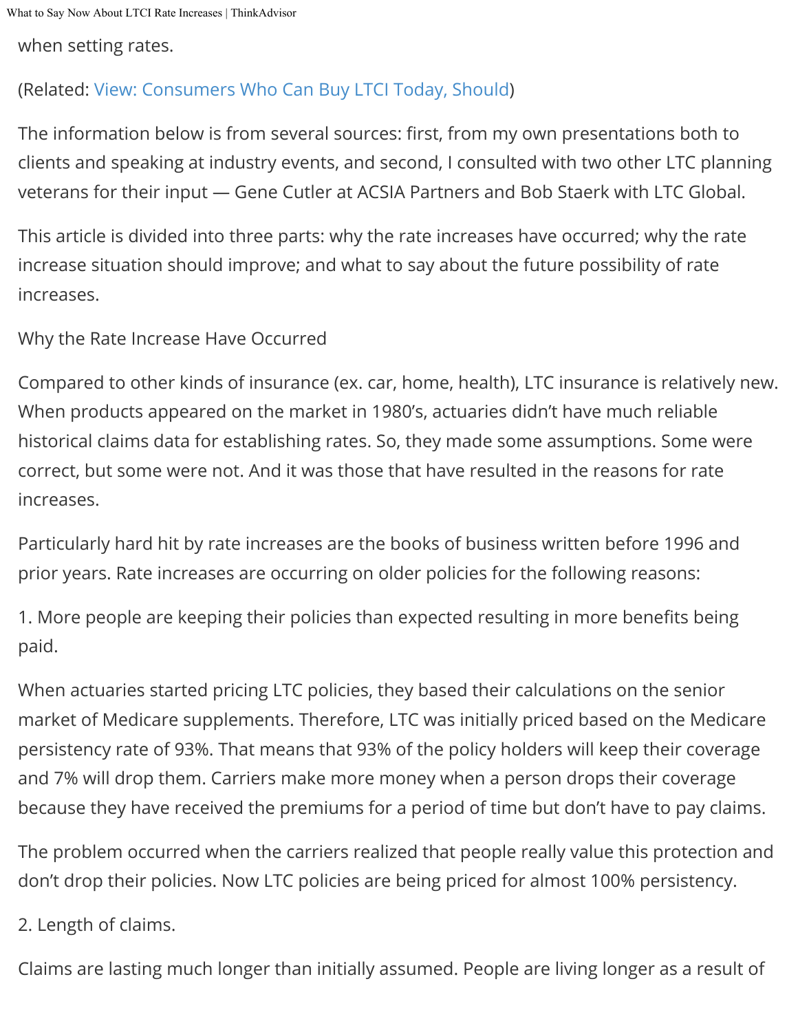when setting rates.

(Related: View: Consumers Who Can Buy LTCI Today, Should)

The information below is from several sources: first, from my own presentations both to clients and speaking at industry events, and second, I consulted with two other LTC planning veterans for their input — Gene Cutler at ACSIA Partners and Bob Staerk with LTC Global.

This article is divided into three parts: why the rate increases have occurred; why the rate increase situation should improve; and what to say about the future possibility of rate increases.

## Why the Rate Increase Have Occurred

Compared to other kinds of insurance (ex. car, home, health), LTC insurance is relatively new. When products appeared on the market in 1980's, actuaries didn't have much reliable historical claims data for establishing rates. So, they made some assumptions. Some were correct, but some were not. And it was those that have resulted in the reasons for rate increases.

Particularly hard hit by rate increases are the books of business written before 1996 and prior years. Rate increases are occurring on older policies for the following reasons:

1. More people are keeping their policies than expected resulting in more benefits being paid.

When actuaries started pricing LTC policies, they based their calculations on the senior market of Medicare supplements. Therefore, LTC was initially priced based on the Medicare persistency rate of 93%. That means that 93% of the policy holders will keep their coverage and 7% will drop them. Carriers make more money when a person drops their coverage because they have received the premiums for a period of time but don't have to pay claims.

The problem occurred when the carriers realized that people really value this protection and don't drop their policies. Now LTC policies are being priced for almost 100% persistency.

2. Length of claims.

Claims are lasting much longer than initially assumed. People are living longer as a result of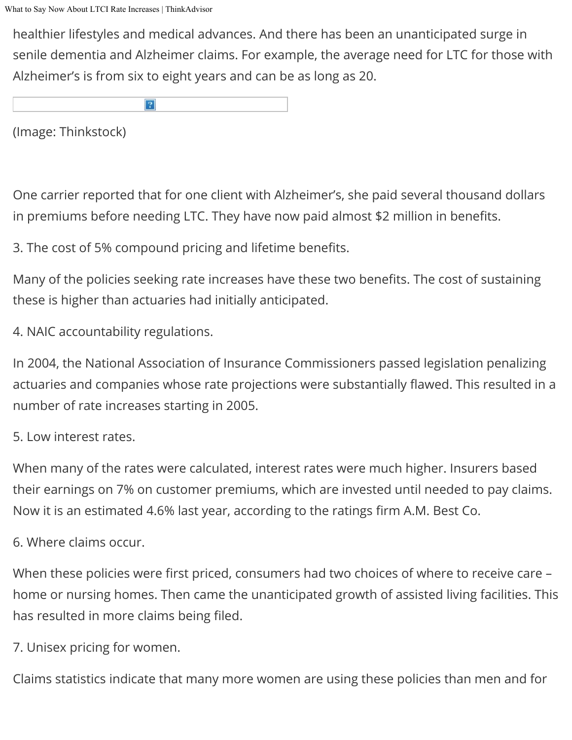healthier lifestyles and medical advances. And there has been an unanticipated surge in senile dementia and Alzheimer claims. For example, the average need for LTC for those with Alzheimer's is from six to eight years and can be as long as 20.

(Image: Thinkstock)

One carrier reported that for one client with Alzheimer's, she paid several thousand dollars in premiums before needing LTC. They have now paid almost $2 million in benefits.

3. The cost of 5% compound pricing and lifetime benefits.

Many of the policies seeking rate increases have these two benefits. The cost of sustaining these is higher than actuaries had initially anticipated.

4. NAIC accountability regulations.

In 2004, the National Association of Insurance Commissioners passed legislation penalizing actuaries and companies whose rate projections were substantially flawed. This resulted in a number of rate increases starting in 2005.

5. Low interest rates.

When many of the rates were calculated, interest rates were much higher. Insurers based their earnings on 7% on customer premiums, which are invested until needed to pay claims. Now it is an estimated 4.6% last year, according to the ratings firm A.M. Best Co.

6. Where claims occur.

When these policies were first priced, consumers had two choices of where to receive care – home or nursing homes. Then came the unanticipated growth of assisted living facilities. This has resulted in more claims being filed.

7. Unisex pricing for women.

Claims statistics indicate that many more women are using these policies than men and for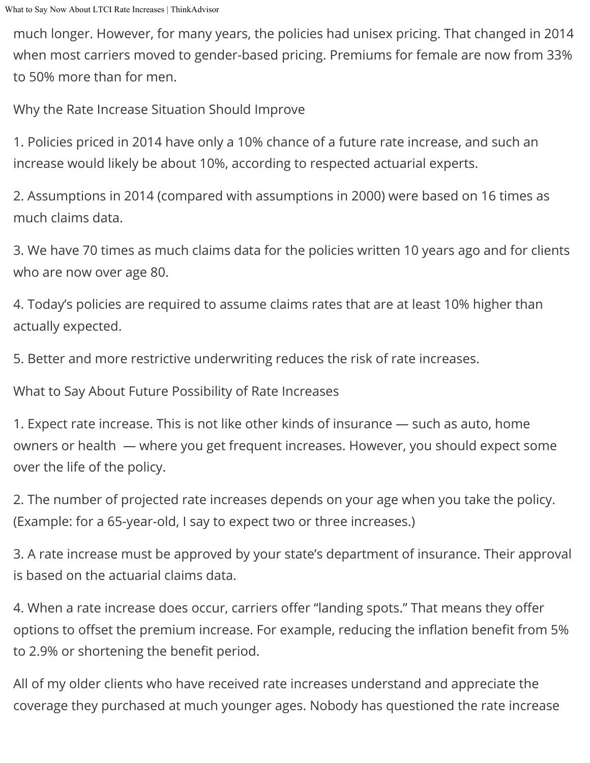much longer. However, for many years, the policies had unisex pricing. That changed in 2014 when most carriers moved to gender-based pricing. Premiums for female are now from 33% to 50% more than for men.

## Why the Rate Increase Situation Should Improve

1. Policies priced in 2014 have only a 10% chance of a future rate increase, and such an increase would likely be about 10%, according to respected actuarial experts.

2. Assumptions in 2014 (compared with assumptions in 2000) were based on 16 times as much claims data.

3. We have 70 times as much claims data for the policies written 10 years ago and for clients who are now over age 80.

4. Today's policies are required to assume claims rates that are at least 10% higher than actually expected.

5. Better and more restrictive underwriting reduces the risk of rate increases.

## What to Say About Future Possibility of Rate Increases

1. Expect rate increase. This is not like other kinds of insurance — such as auto, home owners or health — where you get frequent increases. However, you should expect some over the life of the policy.

2. The number of projected rate increases depends on your age when you take the policy. (Example: for a 65-year-old, I say to expect two or three increases.)

3. A rate increase must be approved by your state's department of insurance. Their approval is based on the actuarial claims data.

4. When a rate increase does occur, carriers offer "landing spots." That means they offer options to offset the premium increase. For example, reducing the inflation benefit from 5% to 2.9% or shortening the benefit period.

All of my older clients who have received rate increases understand and appreciate the coverage they purchased at much younger ages. Nobody has questioned the rate increase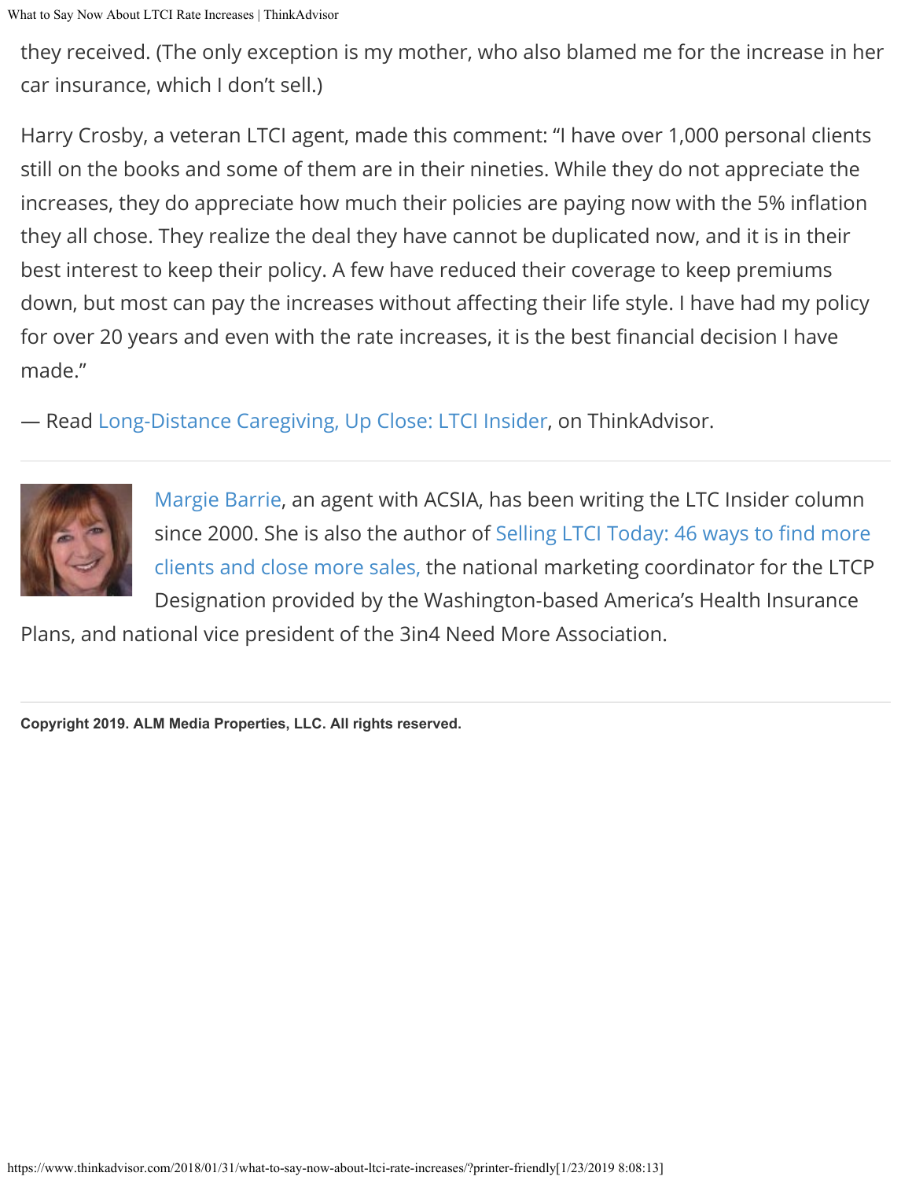they received. (The only exception is my mother, who also blamed me for the increase in her car insurance, which I don't sell.)

Harry Crosby, a veteran LTCI agent, made this comment: "I have over 1,000 personal clients still on the books and some of them are in their nineties. While they do not appreciate the increases, they do appreciate how much their policies are paying now with the 5% inflation they all chose. They realize the deal they have cannot be duplicated now, and it is in their best interest to keep their policy. A few have reduced their coverage to keep premiums down, but most can pay the increases without affecting their life style. I have had my policy for over 20 years and even with the rate increases, it is the best financial decision I have made."

— Read Long-Distance Caregiving, Up Close: LTCI Insider, on ThinkAdvisor.

---

Margie Barrie, an agent with ACSIA, has been writing the LTC Insider column since 2000. She is also the author of Selling LTCI Today: 46 ways to find more clients and close more sales, the national marketing coordinator for the LTCP Designation provided by the Washington-based America's Health Insurance Plans, and national vice president of the 3in4 Need More Association.

---

**Copyright 2019. ALM Media Properties, LLC. All rights reserved.**